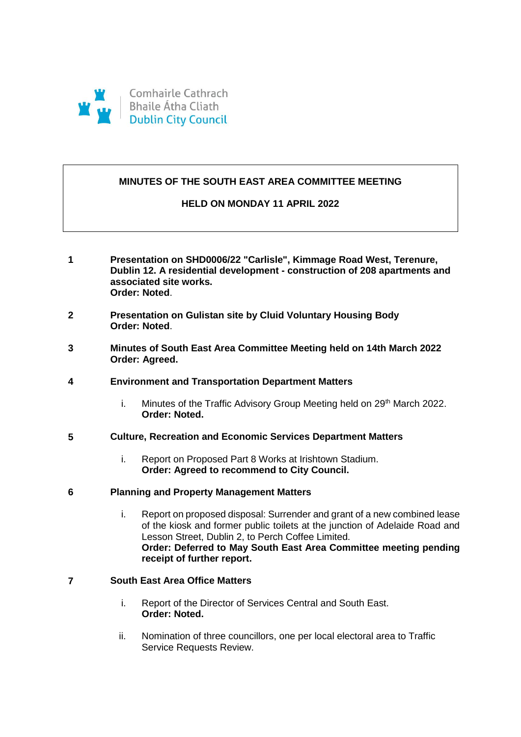Comhairle Cathrach
Bhaile Átha Cliath
Dublin City Council

# MINUTES OF THE SOUTH EAST AREA COMMITTEE MEETING

## HELD ON MONDAY 11 APRIL 2022

**1** **Presentation on SHD0006/22 "Carlisle", Kimmage Road West, Terenure, Dublin 12. A residential development - construction of 208 apartments and associated site works.**
**Order: Noted**.

**2** **Presentation on Gulistan site by Cluid Voluntary Housing Body**
**Order: Noted**.

**3** **Minutes of South East Area Committee Meeting held on 14th March 2022**
**Order: Agreed.**

**4** **Environment and Transportation Department Matters**

i. Minutes of the Traffic Advisory Group Meeting held on 29th March 2022.
**Order: Noted.**

**5** **Culture, Recreation and Economic Services Department Matters**

i. Report on Proposed Part 8 Works at Irishtown Stadium.
**Order: Agreed to recommend to City Council.**

**6** **Planning and Property Management Matters**

i. Report on proposed disposal: Surrender and grant of a new combined lease of the kiosk and former public toilets at the junction of Adelaide Road and Lesson Street, Dublin 2, to Perch Coffee Limited.
**Order: Deferred to May South East Area Committee meeting pending receipt of further report.**

**7** **South East Area Office Matters**

i. Report of the Director of Services Central and South East.
**Order: Noted.**

ii. Nomination of three councillors, one per local electoral area to Traffic Service Requests Review.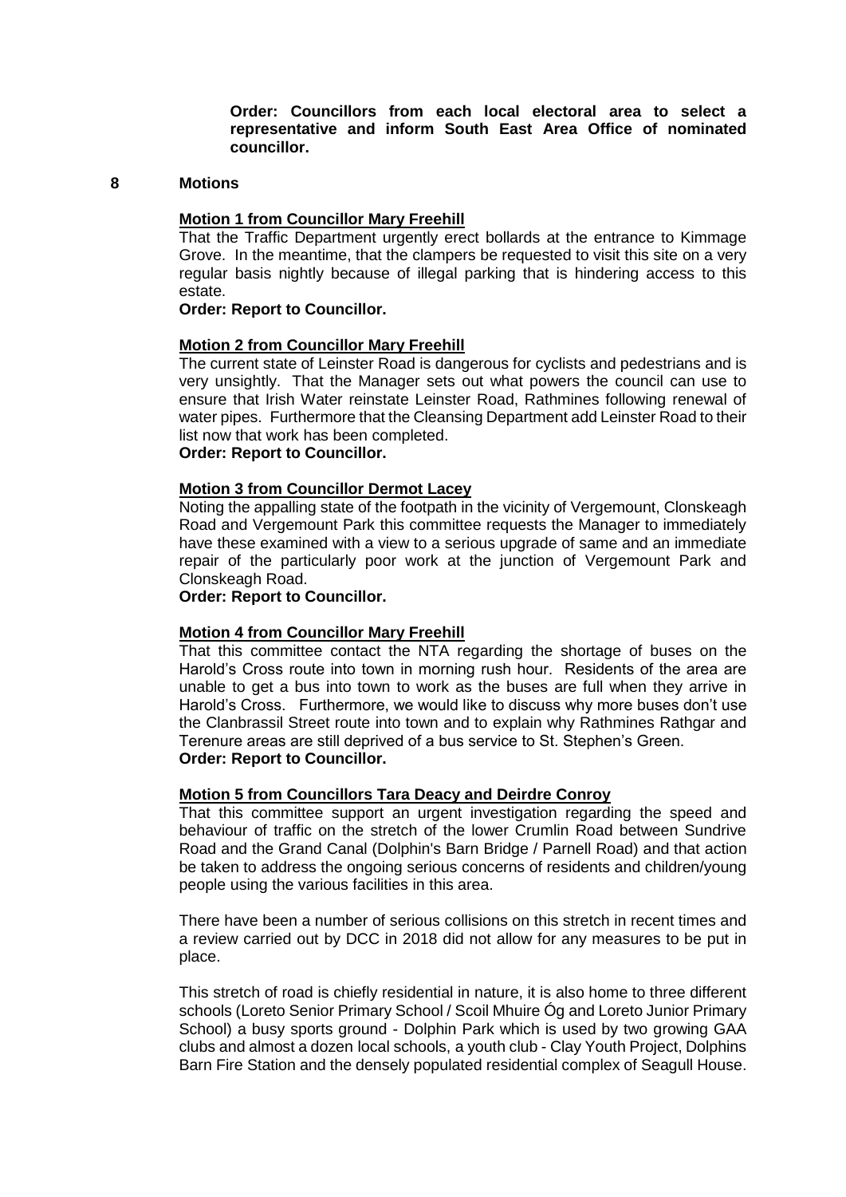**Order: Councillors from each local electoral area to select a representative and inform South East Area Office of nominated councillor.**

## 8 Motions

**Motion 1 from Councillor Mary Freehill**

That the Traffic Department urgently erect bollards at the entrance to Kimmage Grove. In the meantime, that the clampers be requested to visit this site on a very regular basis nightly because of illegal parking that is hindering access to this estate.

**Order: Report to Councillor.**

**Motion 2 from Councillor Mary Freehill**

The current state of Leinster Road is dangerous for cyclists and pedestrians and is very unsightly. That the Manager sets out what powers the council can use to ensure that Irish Water reinstate Leinster Road, Rathmines following renewal of water pipes. Furthermore that the Cleansing Department add Leinster Road to their list now that work has been completed.

**Order: Report to Councillor.**

**Motion 3 from Councillor Dermot Lacey**

Noting the appalling state of the footpath in the vicinity of Vergemount, Clonskeagh Road and Vergemount Park this committee requests the Manager to immediately have these examined with a view to a serious upgrade of same and an immediate repair of the particularly poor work at the junction of Vergemount Park and Clonskeagh Road.

**Order: Report to Councillor.**

**Motion 4 from Councillor Mary Freehill**

That this committee contact the NTA regarding the shortage of buses on the Harold's Cross route into town in morning rush hour. Residents of the area are unable to get a bus into town to work as the buses are full when they arrive in Harold's Cross. Furthermore, we would like to discuss why more buses don't use the Clanbrassil Street route into town and to explain why Rathmines Rathgar and Terenure areas are still deprived of a bus service to St. Stephen's Green.

**Order: Report to Councillor.**

**Motion 5 from Councillors Tara Deacy and Deirdre Conroy**

That this committee support an urgent investigation regarding the speed and behaviour of traffic on the stretch of the lower Crumlin Road between Sundrive Road and the Grand Canal (Dolphin's Barn Bridge / Parnell Road) and that action be taken to address the ongoing serious concerns of residents and children/young people using the various facilities in this area.

There have been a number of serious collisions on this stretch in recent times and a review carried out by DCC in 2018 did not allow for any measures to be put in place.

This stretch of road is chiefly residential in nature, it is also home to three different schools (Loreto Senior Primary School / Scoil Mhuire Óg and Loreto Junior Primary School) a busy sports ground - Dolphin Park which is used by two growing GAA clubs and almost a dozen local schools, a youth club - Clay Youth Project, Dolphins Barn Fire Station and the densely populated residential complex of Seagull House.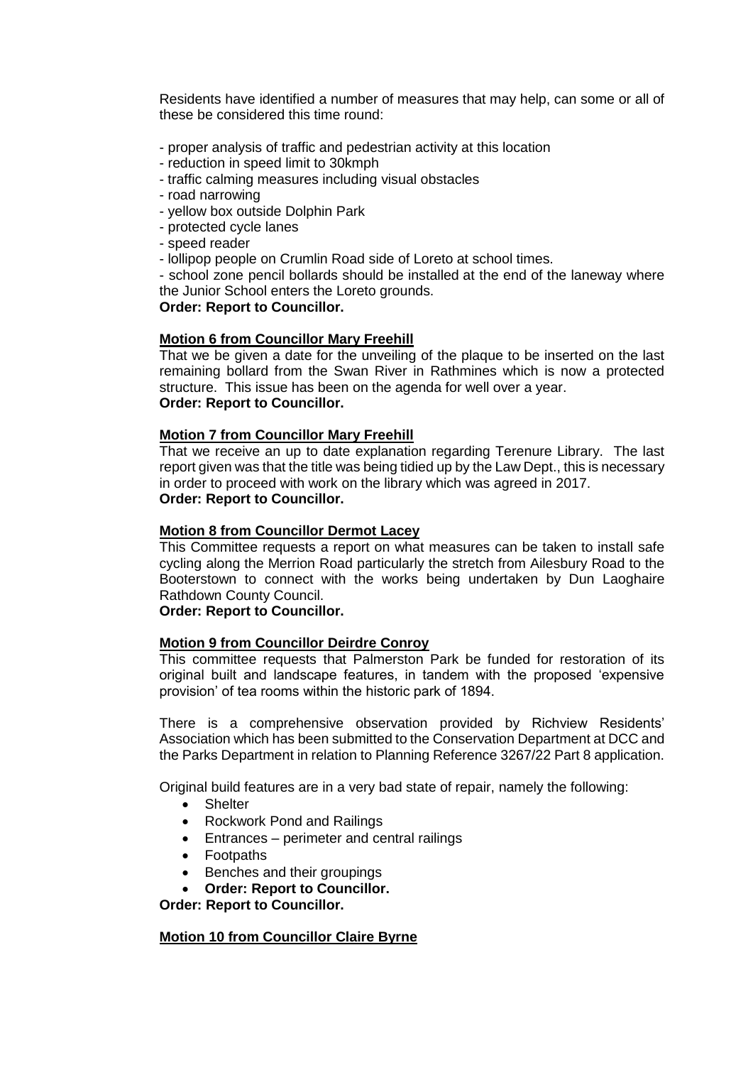Residents have identified a number of measures that may help, can some or all of these be considered this time round:

- proper analysis of traffic and pedestrian activity at this location
- reduction in speed limit to 30kmph
- traffic calming measures including visual obstacles
- road narrowing
- yellow box outside Dolphin Park
- protected cycle lanes
- speed reader
- lollipop people on Crumlin Road side of Loreto at school times.
- school zone pencil bollards should be installed at the end of the laneway where the Junior School enters the Loreto grounds.

**Order: Report to Councillor.**

**Motion 6 from Councillor Mary Freehill**

That we be given a date for the unveiling of the plaque to be inserted on the last remaining bollard from the Swan River in Rathmines which is now a protected structure. This issue has been on the agenda for well over a year.
**Order: Report to Councillor.**

**Motion 7 from Councillor Mary Freehill**

That we receive an up to date explanation regarding Terenure Library. The last report given was that the title was being tidied up by the Law Dept., this is necessary in order to proceed with work on the library which was agreed in 2017.
**Order: Report to Councillor.**

**Motion 8 from Councillor Dermot Lacey**

This Committee requests a report on what measures can be taken to install safe cycling along the Merrion Road particularly the stretch from Ailesbury Road to the Booterstown to connect with the works being undertaken by Dun Laoghaire Rathdown County Council.
**Order: Report to Councillor.**

**Motion 9 from Councillor Deirdre Conroy**

This committee requests that Palmerston Park be funded for restoration of its original built and landscape features, in tandem with the proposed 'expensive provision' of tea rooms within the historic park of 1894.

There is a comprehensive observation provided by Richview Residents' Association which has been submitted to the Conservation Department at DCC and the Parks Department in relation to Planning Reference 3267/22 Part 8 application.

Original build features are in a very bad state of repair, namely the following:

- Shelter
- Rockwork Pond and Railings
- Entrances – perimeter and central railings
- Footpaths
- Benches and their groupings
- **Order: Report to Councillor.**

**Order: Report to Councillor.**

**Motion 10 from Councillor Claire Byrne**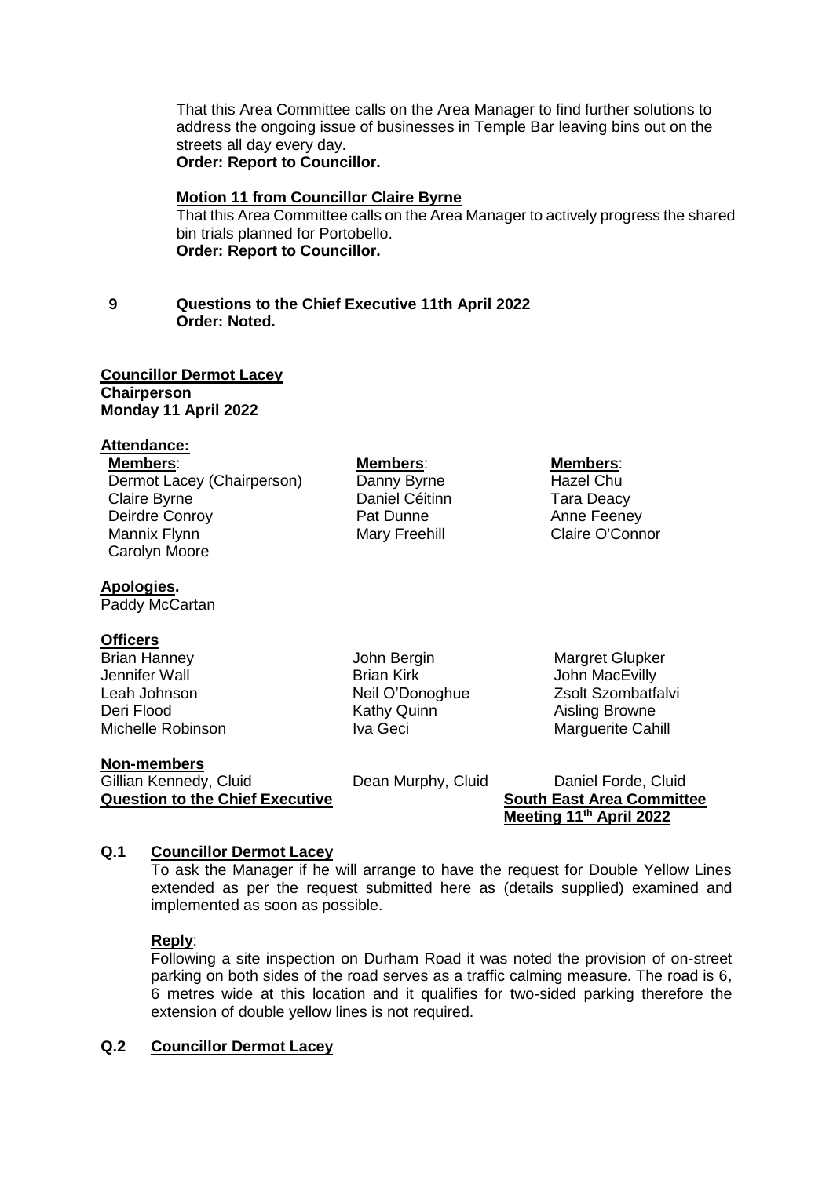That this Area Committee calls on the Area Manager to find further solutions to address the ongoing issue of businesses in Temple Bar leaving bins out on the streets all day every day.
**Order: Report to Councillor.**

**Motion 11 from Councillor Claire Byrne**
That this Area Committee calls on the Area Manager to actively progress the shared bin trials planned for Portobello.
**Order: Report to Councillor.**

**9 Questions to the Chief Executive 11th April 2022**
**Order: Noted.**

**Councillor Dermot Lacey**
**Chairperson**
**Monday 11 April 2022**

**Attendance:**

| **Members**: | **Members**: | **Members**: |
|---|---|---|
| Dermot Lacey (Chairperson) | Danny Byrne | Hazel Chu |
| Claire Byrne | Daniel Céitinn | Tara Deacy |
| Deirdre Conroy | Pat Dunne | Anne Feeney |
| Mannix Flynn | Mary Freehill | Claire O'Connor |
| Carolyn Moore | | |

**Apologies.**
Paddy McCartan

**Officers**

| | | |
|---|---|---|
| Brian Hanney | John Bergin | Margret Glupker |
| Jennifer Wall | Brian Kirk | John MacEvilly |
| Leah Johnson | Neil O'Donoghue | Zsolt Szombatfalvi |
| Deri Flood | Kathy Quinn | Aisling Browne |
| Michelle Robinson | Iva Geci | Marguerite Cahill |

**Non-members**

| | | |
|---|---|---|
| Gillian Kennedy, Cluid | Dean Murphy, Cluid | Daniel Forde, Cluid |

**Question to the Chief Executive** | **South East Area Committee Meeting 11th April 2022**

**Q.1 Councillor Dermot Lacey**
To ask the Manager if he will arrange to have the request for Double Yellow Lines extended as per the request submitted here as (details supplied) examined and implemented as soon as possible.

**Reply**:
Following a site inspection on Durham Road it was noted the provision of on-street parking on both sides of the road serves as a traffic calming measure. The road is 6, 6 metres wide at this location and it qualifies for two-sided parking therefore the extension of double yellow lines is not required.

**Q.2 Councillor Dermot Lacey**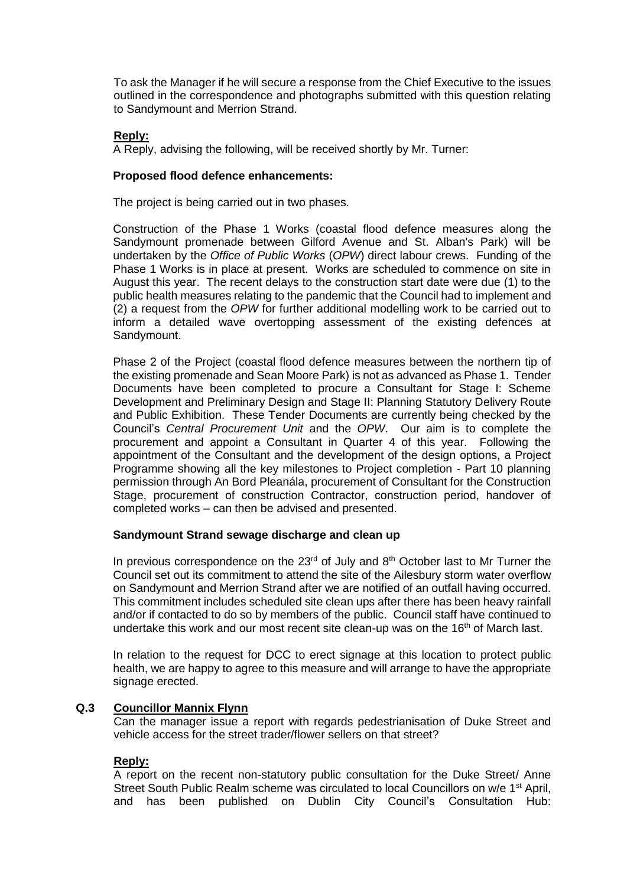To ask the Manager if he will secure a response from the Chief Executive to the issues outlined in the correspondence and photographs submitted with this question relating to Sandymount and Merrion Strand.

**Reply:**

A Reply, advising the following, will be received shortly by Mr. Turner:

**Proposed flood defence enhancements:**

The project is being carried out in two phases.

Construction of the Phase 1 Works (coastal flood defence measures along the Sandymount promenade between Gilford Avenue and St. Alban's Park) will be undertaken by the *Office of Public Works* (*OPW*) direct labour crews. Funding of the Phase 1 Works is in place at present. Works are scheduled to commence on site in August this year. The recent delays to the construction start date were due (1) to the public health measures relating to the pandemic that the Council had to implement and (2) a request from the *OPW* for further additional modelling work to be carried out to inform a detailed wave overtopping assessment of the existing defences at Sandymount.

Phase 2 of the Project (coastal flood defence measures between the northern tip of the existing promenade and Sean Moore Park) is not as advanced as Phase 1. Tender Documents have been completed to procure a Consultant for Stage I: Scheme Development and Preliminary Design and Stage II: Planning Statutory Delivery Route and Public Exhibition. These Tender Documents are currently being checked by the Council's *Central Procurement Unit* and the *OPW*. Our aim is to complete the procurement and appoint a Consultant in Quarter 4 of this year. Following the appointment of the Consultant and the development of the design options, a Project Programme showing all the key milestones to Project completion - Part 10 planning permission through An Bord Pleanála, procurement of Consultant for the Construction Stage, procurement of construction Contractor, construction period, handover of completed works – can then be advised and presented.

**Sandymount Strand sewage discharge and clean up**

In previous correspondence on the 23rd of July and 8th October last to Mr Turner the Council set out its commitment to attend the site of the Ailesbury storm water overflow on Sandymount and Merrion Strand after we are notified of an outfall having occurred. This commitment includes scheduled site clean ups after there has been heavy rainfall and/or if contacted to do so by members of the public. Council staff have continued to undertake this work and our most recent site clean-up was on the 16th of March last.

In relation to the request for DCC to erect signage at this location to protect public health, we are happy to agree to this measure and will arrange to have the appropriate signage erected.

**Q.3 Councillor Mannix Flynn**

Can the manager issue a report with regards pedestrianisation of Duke Street and vehicle access for the street trader/flower sellers on that street?

**Reply:**

A report on the recent non-statutory public consultation for the Duke Street/ Anne Street South Public Realm scheme was circulated to local Councillors on w/e 1st April, and has been published on Dublin City Council's Consultation Hub: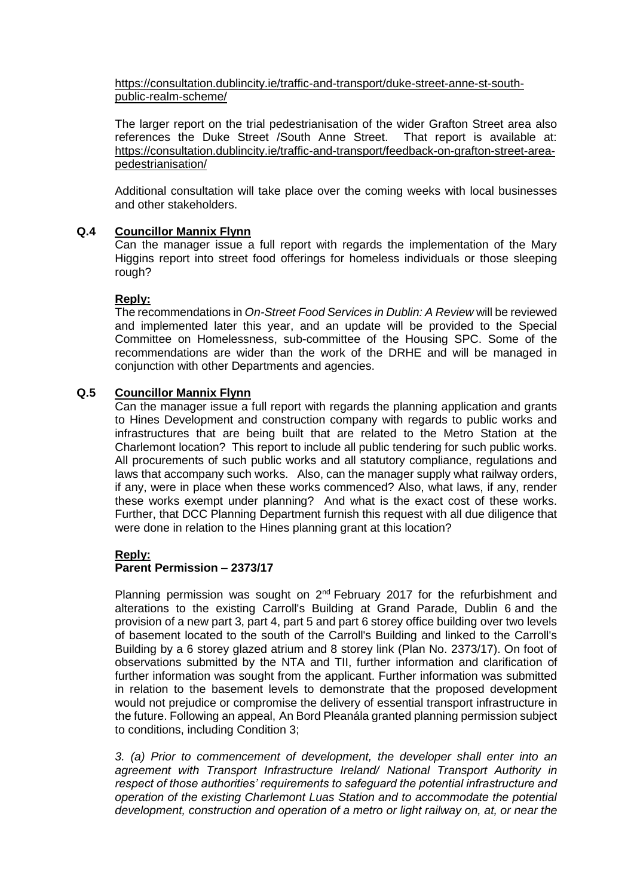[https://consultation.dublincity.ie/traffic-and-transport/duke-street-anne-st-south-public-realm-scheme/](https://consultation.dublincity.ie/traffic-and-transport/duke-street-anne-st-south-public-realm-scheme/)

The larger report on the trial pedestrianisation of the wider Grafton Street area also references the Duke Street /South Anne Street. That report is available at: [https://consultation.dublincity.ie/traffic-and-transport/feedback-on-grafton-street-area-pedestrianisation/](https://consultation.dublincity.ie/traffic-and-transport/feedback-on-grafton-street-area-pedestrianisation/)

Additional consultation will take place over the coming weeks with local businesses and other stakeholders.

**Q.4 Councillor Mannix Flynn**

Can the manager issue a full report with regards the implementation of the Mary Higgins report into street food offerings for homeless individuals or those sleeping rough?

**Reply:**

The recommendations in *On-Street Food Services in Dublin: A Review* will be reviewed and implemented later this year, and an update will be provided to the Special Committee on Homelessness, sub-committee of the Housing SPC. Some of the recommendations are wider than the work of the DRHE and will be managed in conjunction with other Departments and agencies.

**Q.5 Councillor Mannix Flynn**

Can the manager issue a full report with regards the planning application and grants to Hines Development and construction company with regards to public works and infrastructures that are being built that are related to the Metro Station at the Charlemont location? This report to include all public tendering for such public works. All procurements of such public works and all statutory compliance, regulations and laws that accompany such works. Also, can the manager supply what railway orders, if any, were in place when these works commenced? Also, what laws, if any, render these works exempt under planning? And what is the exact cost of these works. Further, that DCC Planning Department furnish this request with all due diligence that were done in relation to the Hines planning grant at this location?

**Reply:**

**Parent Permission – 2373/17**

Planning permission was sought on 2nd February 2017 for the refurbishment and alterations to the existing Carroll's Building at Grand Parade, Dublin 6 and the provision of a new part 3, part 4, part 5 and part 6 storey office building over two levels of basement located to the south of the Carroll's Building and linked to the Carroll's Building by a 6 storey glazed atrium and 8 storey link (Plan No. 2373/17). On foot of observations submitted by the NTA and TII, further information and clarification of further information was sought from the applicant. Further information was submitted in relation to the basement levels to demonstrate that the proposed development would not prejudice or compromise the delivery of essential transport infrastructure in the future. Following an appeal, An Bord Pleanála granted planning permission subject to conditions, including Condition 3;

*3. (a) Prior to commencement of development, the developer shall enter into an agreement with Transport Infrastructure Ireland/ National Transport Authority in respect of those authorities' requirements to safeguard the potential infrastructure and operation of the existing Charlemont Luas Station and to accommodate the potential development, construction and operation of a metro or light railway on, at, or near the*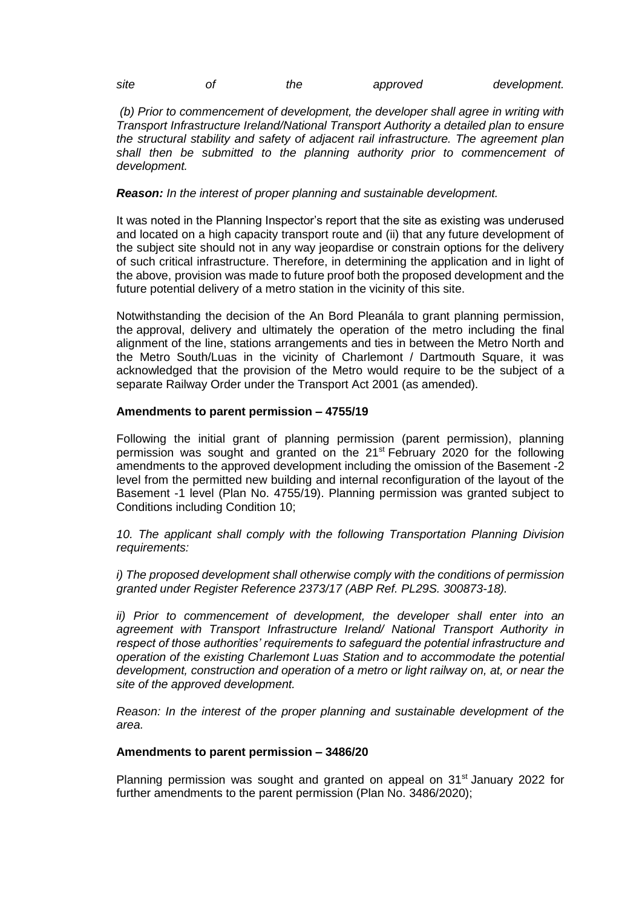*site of the approved development.*

*(b) Prior to commencement of development, the developer shall agree in writing with Transport Infrastructure Ireland/National Transport Authority a detailed plan to ensure the structural stability and safety of adjacent rail infrastructure. The agreement plan shall then be submitted to the planning authority prior to commencement of development.*

***Reason:*** *In the interest of proper planning and sustainable development.*

It was noted in the Planning Inspector's report that the site as existing was underused and located on a high capacity transport route and (ii) that any future development of the subject site should not in any way jeopardise or constrain options for the delivery of such critical infrastructure. Therefore, in determining the application and in light of the above, provision was made to future proof both the proposed development and the future potential delivery of a metro station in the vicinity of this site.

Notwithstanding the decision of the An Bord Pleanála to grant planning permission, the approval, delivery and ultimately the operation of the metro including the final alignment of the line, stations arrangements and ties in between the Metro North and the Metro South/Luas in the vicinity of Charlemont / Dartmouth Square, it was acknowledged that the provision of the Metro would require to be the subject of a separate Railway Order under the Transport Act 2001 (as amended).

**Amendments to parent permission – 4755/19**

Following the initial grant of planning permission (parent permission), planning permission was sought and granted on the 21st February 2020 for the following amendments to the approved development including the omission of the Basement -2 level from the permitted new building and internal reconfiguration of the layout of the Basement -1 level (Plan No. 4755/19). Planning permission was granted subject to Conditions including Condition 10;

*10. The applicant shall comply with the following Transportation Planning Division requirements:*

*i) The proposed development shall otherwise comply with the conditions of permission granted under Register Reference 2373/17 (ABP Ref. PL29S. 300873-18).*

*ii) Prior to commencement of development, the developer shall enter into an agreement with Transport Infrastructure Ireland/ National Transport Authority in respect of those authorities' requirements to safeguard the potential infrastructure and operation of the existing Charlemont Luas Station and to accommodate the potential development, construction and operation of a metro or light railway on, at, or near the site of the approved development.*

*Reason: In the interest of the proper planning and sustainable development of the area.*

**Amendments to parent permission – 3486/20**

Planning permission was sought and granted on appeal on 31st January 2022 for further amendments to the parent permission (Plan No. 3486/2020);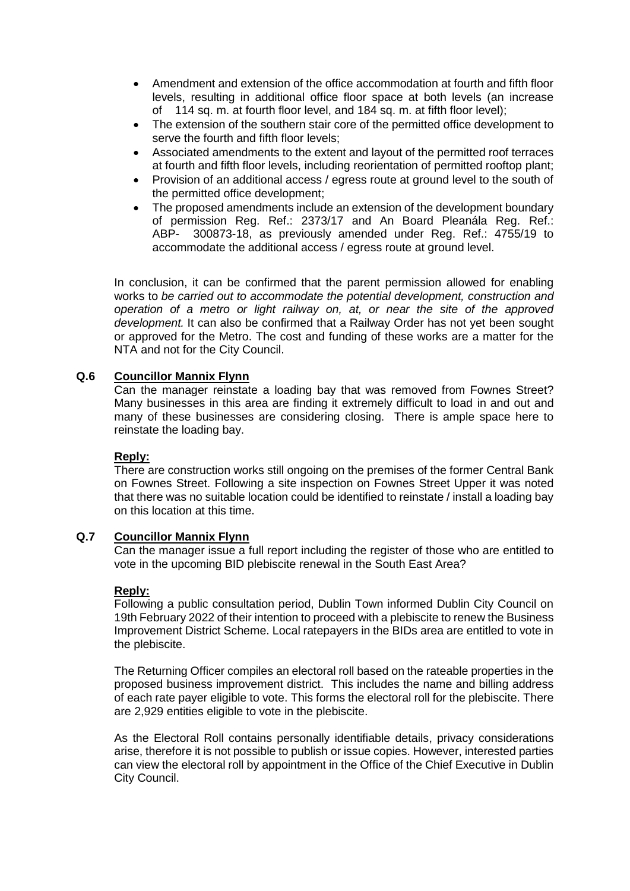- Amendment and extension of the office accommodation at fourth and fifth floor levels, resulting in additional office floor space at both levels (an increase of 114 sq. m. at fourth floor level, and 184 sq. m. at fifth floor level);
- The extension of the southern stair core of the permitted office development to serve the fourth and fifth floor levels;
- Associated amendments to the extent and layout of the permitted roof terraces at fourth and fifth floor levels, including reorientation of permitted rooftop plant;
- Provision of an additional access / egress route at ground level to the south of the permitted office development;
- The proposed amendments include an extension of the development boundary of permission Reg. Ref.: 2373/17 and An Board Pleanála Reg. Ref.: ABP- 300873-18, as previously amended under Reg. Ref.: 4755/19 to accommodate the additional access / egress route at ground level.

In conclusion, it can be confirmed that the parent permission allowed for enabling works to *be carried out to accommodate the potential development, construction and operation of a metro or light railway on, at, or near the site of the approved development.* It can also be confirmed that a Railway Order has not yet been sought or approved for the Metro. The cost and funding of these works are a matter for the NTA and not for the City Council.

**Q.6** **<u>Councillor Mannix Flynn</u>**

Can the manager reinstate a loading bay that was removed from Fownes Street? Many businesses in this area are finding it extremely difficult to load in and out and many of these businesses are considering closing. There is ample space here to reinstate the loading bay.

**<u>Reply:</u>**

There are construction works still ongoing on the premises of the former Central Bank on Fownes Street. Following a site inspection on Fownes Street Upper it was noted that there was no suitable location could be identified to reinstate / install a loading bay on this location at this time.

**Q.7** **<u>Councillor Mannix Flynn</u>**

Can the manager issue a full report including the register of those who are entitled to vote in the upcoming BID plebiscite renewal in the South East Area?

**<u>Reply:</u>**

Following a public consultation period, Dublin Town informed Dublin City Council on 19th February 2022 of their intention to proceed with a plebiscite to renew the Business Improvement District Scheme. Local ratepayers in the BIDs area are entitled to vote in the plebiscite.

The Returning Officer compiles an electoral roll based on the rateable properties in the proposed business improvement district. This includes the name and billing address of each rate payer eligible to vote. This forms the electoral roll for the plebiscite. There are 2,929 entities eligible to vote in the plebiscite.

As the Electoral Roll contains personally identifiable details, privacy considerations arise, therefore it is not possible to publish or issue copies. However, interested parties can view the electoral roll by appointment in the Office of the Chief Executive in Dublin City Council.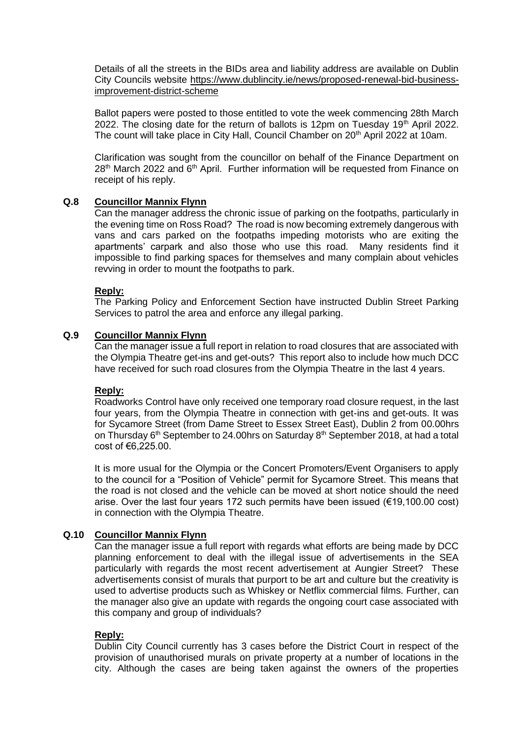Details of all the streets in the BIDs area and liability address are available on Dublin City Councils website https://www.dublincity.ie/news/proposed-renewal-bid-business-improvement-district-scheme

Ballot papers were posted to those entitled to vote the week commencing 28th March 2022. The closing date for the return of ballots is 12pm on Tuesday 19th April 2022. The count will take place in City Hall, Council Chamber on 20th April 2022 at 10am.

Clarification was sought from the councillor on behalf of the Finance Department on 28th March 2022 and 6th April. Further information will be requested from Finance on receipt of his reply.

**Q.8 Councillor Mannix Flynn**

Can the manager address the chronic issue of parking on the footpaths, particularly in the evening time on Ross Road? The road is now becoming extremely dangerous with vans and cars parked on the footpaths impeding motorists who are exiting the apartments' carpark and also those who use this road. Many residents find it impossible to find parking spaces for themselves and many complain about vehicles revving in order to mount the footpaths to park.

**Reply:**

The Parking Policy and Enforcement Section have instructed Dublin Street Parking Services to patrol the area and enforce any illegal parking.

**Q.9 Councillor Mannix Flynn**

Can the manager issue a full report in relation to road closures that are associated with the Olympia Theatre get-ins and get-outs? This report also to include how much DCC have received for such road closures from the Olympia Theatre in the last 4 years.

**Reply:**

Roadworks Control have only received one temporary road closure request, in the last four years, from the Olympia Theatre in connection with get-ins and get-outs. It was for Sycamore Street (from Dame Street to Essex Street East), Dublin 2 from 00.00hrs on Thursday 6th September to 24.00hrs on Saturday 8th September 2018, at had a total cost of €6,225.00.

It is more usual for the Olympia or the Concert Promoters/Event Organisers to apply to the council for a "Position of Vehicle" permit for Sycamore Street. This means that the road is not closed and the vehicle can be moved at short notice should the need arise. Over the last four years 172 such permits have been issued (€19,100.00 cost) in connection with the Olympia Theatre.

**Q.10 Councillor Mannix Flynn**

Can the manager issue a full report with regards what efforts are being made by DCC planning enforcement to deal with the illegal issue of advertisements in the SEA particularly with regards the most recent advertisement at Aungier Street? These advertisements consist of murals that purport to be art and culture but the creativity is used to advertise products such as Whiskey or Netflix commercial films. Further, can the manager also give an update with regards the ongoing court case associated with this company and group of individuals?

**Reply:**

Dublin City Council currently has 3 cases before the District Court in respect of the provision of unauthorised murals on private property at a number of locations in the city. Although the cases are being taken against the owners of the properties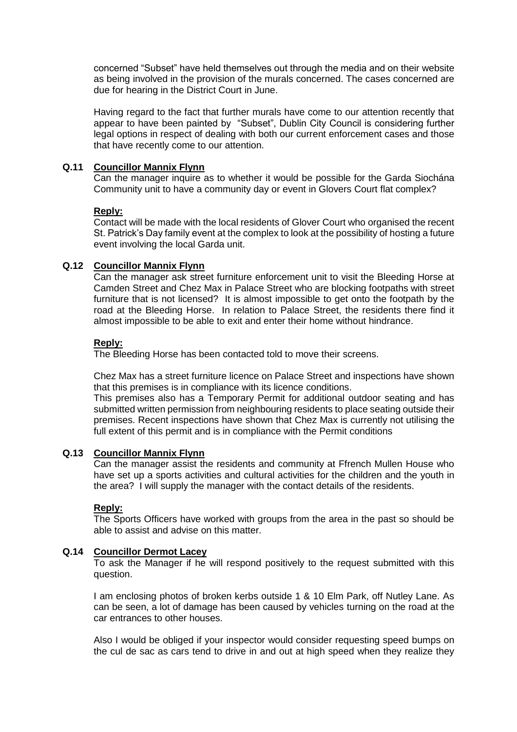concerned "Subset" have held themselves out through the media and on their website as being involved in the provision of the murals concerned. The cases concerned are due for hearing in the District Court in June.

Having regard to the fact that further murals have come to our attention recently that appear to have been painted by "Subset", Dublin City Council is considering further legal options in respect of dealing with both our current enforcement cases and those that have recently come to our attention.

**Q.11 Councillor Mannix Flynn**

Can the manager inquire as to whether it would be possible for the Garda Siochána Community unit to have a community day or event in Glovers Court flat complex?

**Reply:**

Contact will be made with the local residents of Glover Court who organised the recent St. Patrick's Day family event at the complex to look at the possibility of hosting a future event involving the local Garda unit.

**Q.12 Councillor Mannix Flynn**

Can the manager ask street furniture enforcement unit to visit the Bleeding Horse at Camden Street and Chez Max in Palace Street who are blocking footpaths with street furniture that is not licensed? It is almost impossible to get onto the footpath by the road at the Bleeding Horse. In relation to Palace Street, the residents there find it almost impossible to be able to exit and enter their home without hindrance.

**Reply:**

The Bleeding Horse has been contacted told to move their screens.

Chez Max has a street furniture licence on Palace Street and inspections have shown that this premises is in compliance with its licence conditions.
This premises also has a Temporary Permit for additional outdoor seating and has submitted written permission from neighbouring residents to place seating outside their premises. Recent inspections have shown that Chez Max is currently not utilising the full extent of this permit and is in compliance with the Permit conditions

**Q.13 Councillor Mannix Flynn**

Can the manager assist the residents and community at Ffrench Mullen House who have set up a sports activities and cultural activities for the children and the youth in the area? I will supply the manager with the contact details of the residents.

**Reply:**

The Sports Officers have worked with groups from the area in the past so should be able to assist and advise on this matter.

**Q.14 Councillor Dermot Lacey**

To ask the Manager if he will respond positively to the request submitted with this question.

I am enclosing photos of broken kerbs outside 1 & 10 Elm Park, off Nutley Lane. As can be seen, a lot of damage has been caused by vehicles turning on the road at the car entrances to other houses.

Also I would be obliged if your inspector would consider requesting speed bumps on the cul de sac as cars tend to drive in and out at high speed when they realize they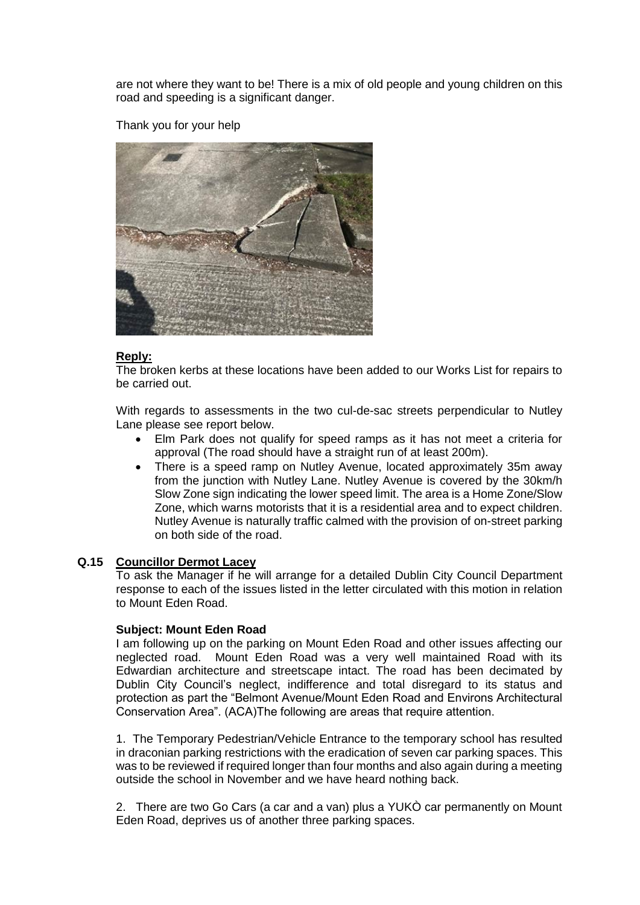are not where they want to be! There is a mix of old people and young children on this road and speeding is a significant danger.

Thank you for your help

**Reply:**

The broken kerbs at these locations have been added to our Works List for repairs to be carried out.

With regards to assessments in the two cul-de-sac streets perpendicular to Nutley Lane please see report below.

- Elm Park does not qualify for speed ramps as it has not meet a criteria for approval (The road should have a straight run of at least 200m).
- There is a speed ramp on Nutley Avenue, located approximately 35m away from the junction with Nutley Lane. Nutley Avenue is covered by the 30km/h Slow Zone sign indicating the lower speed limit. The area is a Home Zone/Slow Zone, which warns motorists that it is a residential area and to expect children. Nutley Avenue is naturally traffic calmed with the provision of on-street parking on both side of the road.

**Q.15 Councillor Dermot Lacey**

To ask the Manager if he will arrange for a detailed Dublin City Council Department response to each of the issues listed in the letter circulated with this motion in relation to Mount Eden Road.

**Subject: Mount Eden Road**

I am following up on the parking on Mount Eden Road and other issues affecting our neglected road. Mount Eden Road was a very well maintained Road with its Edwardian architecture and streetscape intact. The road has been decimated by Dublin City Council's neglect, indifference and total disregard to its status and protection as part the "Belmont Avenue/Mount Eden Road and Environs Architectural Conservation Area". (ACA)The following are areas that require attention.

1. The Temporary Pedestrian/Vehicle Entrance to the temporary school has resulted in draconian parking restrictions with the eradication of seven car parking spaces. This was to be reviewed if required longer than four months and also again during a meeting outside the school in November and we have heard nothing back.

2. There are two Go Cars (a car and a van) plus a YUKÒ car permanently on Mount Eden Road, deprives us of another three parking spaces.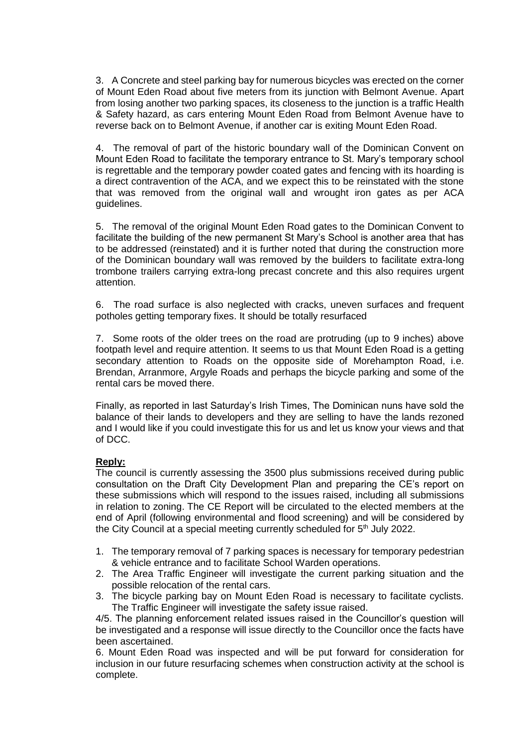3. A Concrete and steel parking bay for numerous bicycles was erected on the corner of Mount Eden Road about five meters from its junction with Belmont Avenue. Apart from losing another two parking spaces, its closeness to the junction is a traffic Health & Safety hazard, as cars entering Mount Eden Road from Belmont Avenue have to reverse back on to Belmont Avenue, if another car is exiting Mount Eden Road.

4. The removal of part of the historic boundary wall of the Dominican Convent on Mount Eden Road to facilitate the temporary entrance to St. Mary's temporary school is regrettable and the temporary powder coated gates and fencing with its hoarding is a direct contravention of the ACA, and we expect this to be reinstated with the stone that was removed from the original wall and wrought iron gates as per ACA guidelines.

5. The removal of the original Mount Eden Road gates to the Dominican Convent to facilitate the building of the new permanent St Mary's School is another area that has to be addressed (reinstated) and it is further noted that during the construction more of the Dominican boundary wall was removed by the builders to facilitate extra-long trombone trailers carrying extra-long precast concrete and this also requires urgent attention.

6. The road surface is also neglected with cracks, uneven surfaces and frequent potholes getting temporary fixes. It should be totally resurfaced

7. Some roots of the older trees on the road are protruding (up to 9 inches) above footpath level and require attention. It seems to us that Mount Eden Road is a getting secondary attention to Roads on the opposite side of Morehampton Road, i.e. Brendan, Arranmore, Argyle Roads and perhaps the bicycle parking and some of the rental cars be moved there.

Finally, as reported in last Saturday's Irish Times, The Dominican nuns have sold the balance of their lands to developers and they are selling to have the lands rezoned and I would like if you could investigate this for us and let us know your views and that of DCC.

**Reply:**

The council is currently assessing the 3500 plus submissions received during public consultation on the Draft City Development Plan and preparing the CE's report on these submissions which will respond to the issues raised, including all submissions in relation to zoning. The CE Report will be circulated to the elected members at the end of April (following environmental and flood screening) and will be considered by the City Council at a special meeting currently scheduled for 5th July 2022.

1. The temporary removal of 7 parking spaces is necessary for temporary pedestrian & vehicle entrance and to facilitate School Warden operations.
2. The Area Traffic Engineer will investigate the current parking situation and the possible relocation of the rental cars.
3. The bicycle parking bay on Mount Eden Road is necessary to facilitate cyclists. The Traffic Engineer will investigate the safety issue raised.

4/5. The planning enforcement related issues raised in the Councillor's question will be investigated and a response will issue directly to the Councillor once the facts have been ascertained.

6. Mount Eden Road was inspected and will be put forward for consideration for inclusion in our future resurfacing schemes when construction activity at the school is complete.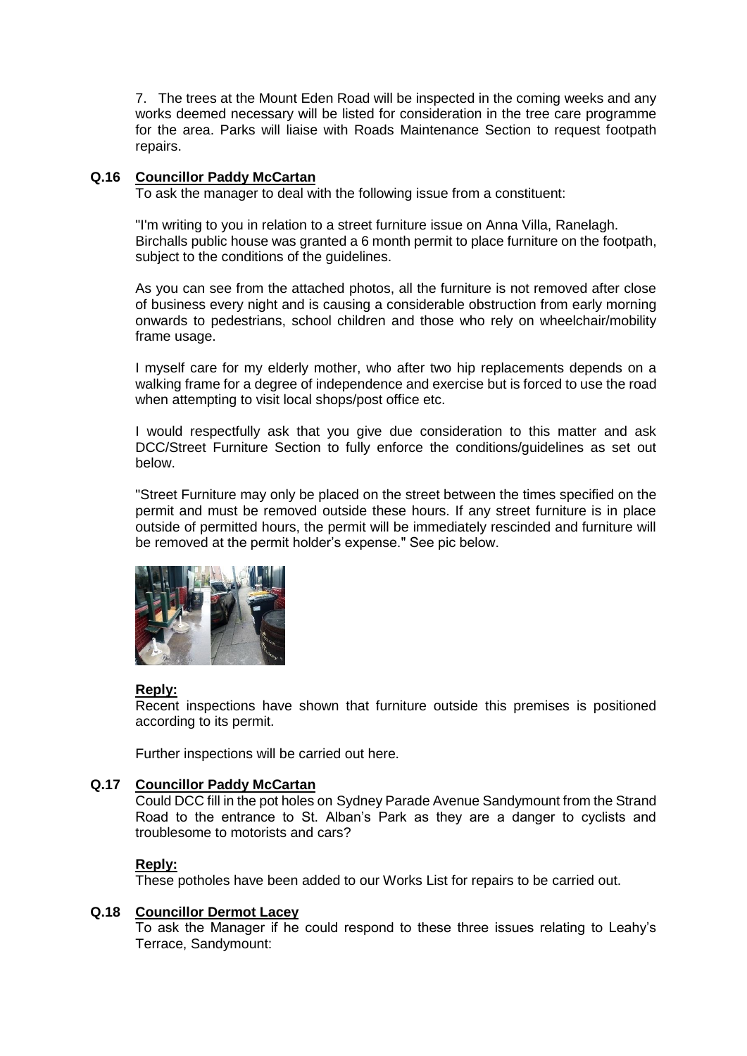7. The trees at the Mount Eden Road will be inspected in the coming weeks and any works deemed necessary will be listed for consideration in the tree care programme for the area. Parks will liaise with Roads Maintenance Section to request footpath repairs.

**Q.16 Councillor Paddy McCartan**

To ask the manager to deal with the following issue from a constituent:

"I'm writing to you in relation to a street furniture issue on Anna Villa, Ranelagh. Birchalls public house was granted a 6 month permit to place furniture on the footpath, subject to the conditions of the guidelines.

As you can see from the attached photos, all the furniture is not removed after close of business every night and is causing a considerable obstruction from early morning onwards to pedestrians, school children and those who rely on wheelchair/mobility frame usage.

I myself care for my elderly mother, who after two hip replacements depends on a walking frame for a degree of independence and exercise but is forced to use the road when attempting to visit local shops/post office etc.

I would respectfully ask that you give due consideration to this matter and ask DCC/Street Furniture Section to fully enforce the conditions/guidelines as set out below.

"Street Furniture may only be placed on the street between the times specified on the permit and must be removed outside these hours. If any street furniture is in place outside of permitted hours, the permit will be immediately rescinded and furniture will be removed at the permit holder's expense." See pic below.

**Reply:**

Recent inspections have shown that furniture outside this premises is positioned according to its permit.

Further inspections will be carried out here.

**Q.17 Councillor Paddy McCartan**

Could DCC fill in the pot holes on Sydney Parade Avenue Sandymount from the Strand Road to the entrance to St. Alban's Park as they are a danger to cyclists and troublesome to motorists and cars?

**Reply:**

These potholes have been added to our Works List for repairs to be carried out.

**Q.18 Councillor Dermot Lacey**

To ask the Manager if he could respond to these three issues relating to Leahy's Terrace, Sandymount: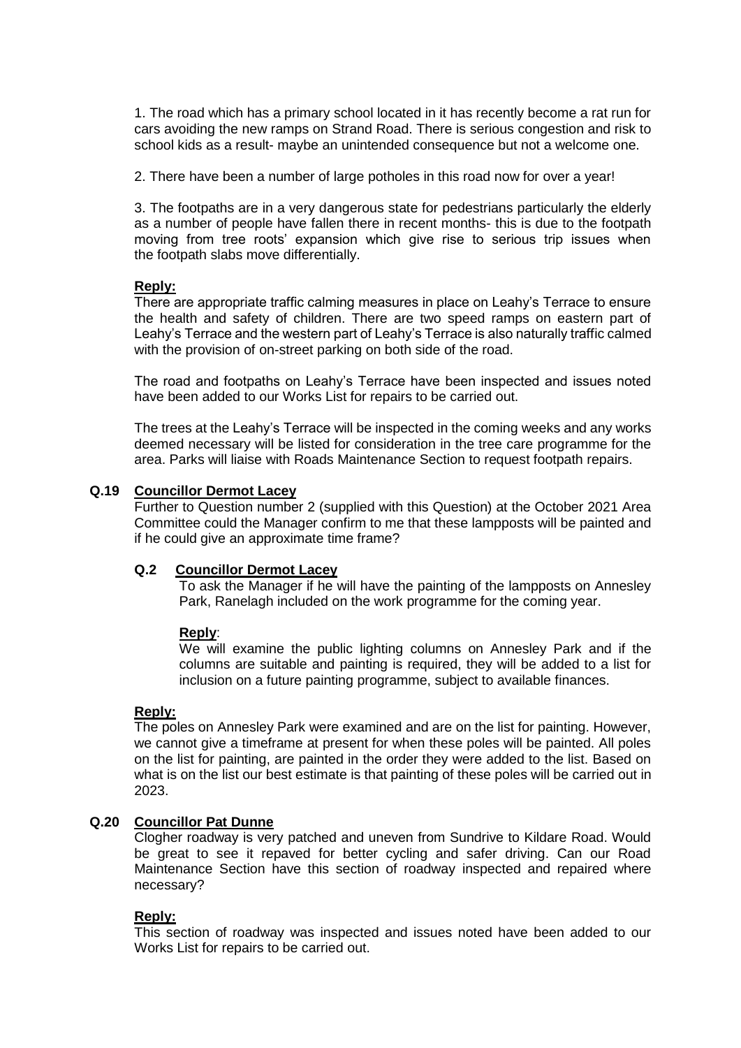1. The road which has a primary school located in it has recently become a rat run for cars avoiding the new ramps on Strand Road. There is serious congestion and risk to school kids as a result- maybe an unintended consequence but not a welcome one.

2. There have been a number of large potholes in this road now for over a year!

3. The footpaths are in a very dangerous state for pedestrians particularly the elderly as a number of people have fallen there in recent months- this is due to the footpath moving from tree roots' expansion which give rise to serious trip issues when the footpath slabs move differentially.

**Reply:**

There are appropriate traffic calming measures in place on Leahy's Terrace to ensure the health and safety of children. There are two speed ramps on eastern part of Leahy's Terrace and the western part of Leahy's Terrace is also naturally traffic calmed with the provision of on-street parking on both side of the road.

The road and footpaths on Leahy's Terrace have been inspected and issues noted have been added to our Works List for repairs to be carried out.

The trees at the Leahy's Terrace will be inspected in the coming weeks and any works deemed necessary will be listed for consideration in the tree care programme for the area. Parks will liaise with Roads Maintenance Section to request footpath repairs.

**Q.19 Councillor Dermot Lacey**

Further to Question number 2 (supplied with this Question) at the October 2021 Area Committee could the Manager confirm to me that these lampposts will be painted and if he could give an approximate time frame?

> **Q.2 Councillor Dermot Lacey**
>
> To ask the Manager if he will have the painting of the lampposts on Annesley Park, Ranelagh included on the work programme for the coming year.
>
> **Reply**:
>
> We will examine the public lighting columns on Annesley Park and if the columns are suitable and painting is required, they will be added to a list for inclusion on a future painting programme, subject to available finances.

**Reply:**

The poles on Annesley Park were examined and are on the list for painting. However, we cannot give a timeframe at present for when these poles will be painted. All poles on the list for painting, are painted in the order they were added to the list. Based on what is on the list our best estimate is that painting of these poles will be carried out in 2023.

**Q.20 Councillor Pat Dunne**

Clogher roadway is very patched and uneven from Sundrive to Kildare Road. Would be great to see it repaved for better cycling and safer driving. Can our Road Maintenance Section have this section of roadway inspected and repaired where necessary?

**Reply:**

This section of roadway was inspected and issues noted have been added to our Works List for repairs to be carried out.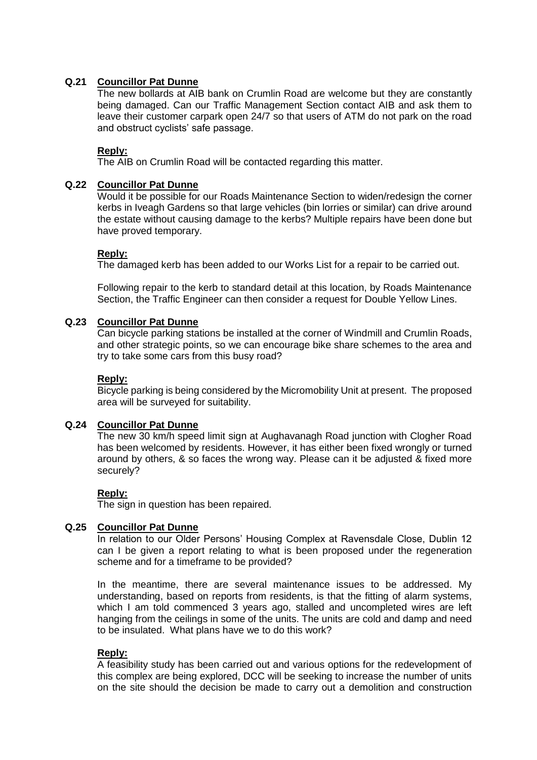**Q.21 Councillor Pat Dunne**

The new bollards at AIB bank on Crumlin Road are welcome but they are constantly being damaged. Can our Traffic Management Section contact AIB and ask them to leave their customer carpark open 24/7 so that users of ATM do not park on the road and obstruct cyclists' safe passage.

**Reply:**

The AIB on Crumlin Road will be contacted regarding this matter.

**Q.22 Councillor Pat Dunne**

Would it be possible for our Roads Maintenance Section to widen/redesign the corner kerbs in Iveagh Gardens so that large vehicles (bin lorries or similar) can drive around the estate without causing damage to the kerbs? Multiple repairs have been done but have proved temporary.

**Reply:**

The damaged kerb has been added to our Works List for a repair to be carried out.

Following repair to the kerb to standard detail at this location, by Roads Maintenance Section, the Traffic Engineer can then consider a request for Double Yellow Lines.

**Q.23 Councillor Pat Dunne**

Can bicycle parking stations be installed at the corner of Windmill and Crumlin Roads, and other strategic points, so we can encourage bike share schemes to the area and try to take some cars from this busy road?

**Reply:**

Bicycle parking is being considered by the Micromobility Unit at present. The proposed area will be surveyed for suitability.

**Q.24 Councillor Pat Dunne**

The new 30 km/h speed limit sign at Aughavanagh Road junction with Clogher Road has been welcomed by residents. However, it has either been fixed wrongly or turned around by others, & so faces the wrong way. Please can it be adjusted & fixed more securely?

**Reply:**

The sign in question has been repaired.

**Q.25 Councillor Pat Dunne**

In relation to our Older Persons' Housing Complex at Ravensdale Close, Dublin 12 can I be given a report relating to what is been proposed under the regeneration scheme and for a timeframe to be provided?

In the meantime, there are several maintenance issues to be addressed. My understanding, based on reports from residents, is that the fitting of alarm systems, which I am told commenced 3 years ago, stalled and uncompleted wires are left hanging from the ceilings in some of the units. The units are cold and damp and need to be insulated. What plans have we to do this work?

**Reply:**

A feasibility study has been carried out and various options for the redevelopment of this complex are being explored, DCC will be seeking to increase the number of units on the site should the decision be made to carry out a demolition and construction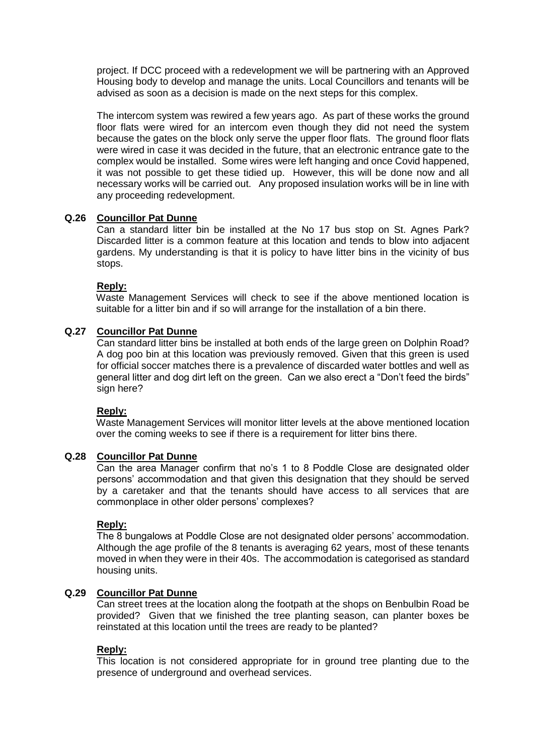project. If DCC proceed with a redevelopment we will be partnering with an Approved Housing body to develop and manage the units. Local Councillors and tenants will be advised as soon as a decision is made on the next steps for this complex.

The intercom system was rewired a few years ago. As part of these works the ground floor flats were wired for an intercom even though they did not need the system because the gates on the block only serve the upper floor flats. The ground floor flats were wired in case it was decided in the future, that an electronic entrance gate to the complex would be installed. Some wires were left hanging and once Covid happened, it was not possible to get these tidied up. However, this will be done now and all necessary works will be carried out. Any proposed insulation works will be in line with any proceeding redevelopment.

**Q.26 <u>Councillor Pat Dunne</u>**

Can a standard litter bin be installed at the No 17 bus stop on St. Agnes Park? Discarded litter is a common feature at this location and tends to blow into adjacent gardens. My understanding is that it is policy to have litter bins in the vicinity of bus stops.

**<u>Reply:</u>**

Waste Management Services will check to see if the above mentioned location is suitable for a litter bin and if so will arrange for the installation of a bin there.

**Q.27 <u>Councillor Pat Dunne</u>**

Can standard litter bins be installed at both ends of the large green on Dolphin Road? A dog poo bin at this location was previously removed. Given that this green is used for official soccer matches there is a prevalence of discarded water bottles and well as general litter and dog dirt left on the green. Can we also erect a "Don't feed the birds" sign here?

**<u>Reply:</u>**

Waste Management Services will monitor litter levels at the above mentioned location over the coming weeks to see if there is a requirement for litter bins there.

**Q.28 <u>Councillor Pat Dunne</u>**

Can the area Manager confirm that no's 1 to 8 Poddle Close are designated older persons' accommodation and that given this designation that they should be served by a caretaker and that the tenants should have access to all services that are commonplace in other older persons' complexes?

**<u>Reply:</u>**

The 8 bungalows at Poddle Close are not designated older persons' accommodation. Although the age profile of the 8 tenants is averaging 62 years, most of these tenants moved in when they were in their 40s. The accommodation is categorised as standard housing units.

**Q.29 <u>Councillor Pat Dunne</u>**

Can street trees at the location along the footpath at the shops on Benbulbin Road be provided? Given that we finished the tree planting season, can planter boxes be reinstated at this location until the trees are ready to be planted?

**<u>Reply:</u>**

This location is not considered appropriate for in ground tree planting due to the presence of underground and overhead services.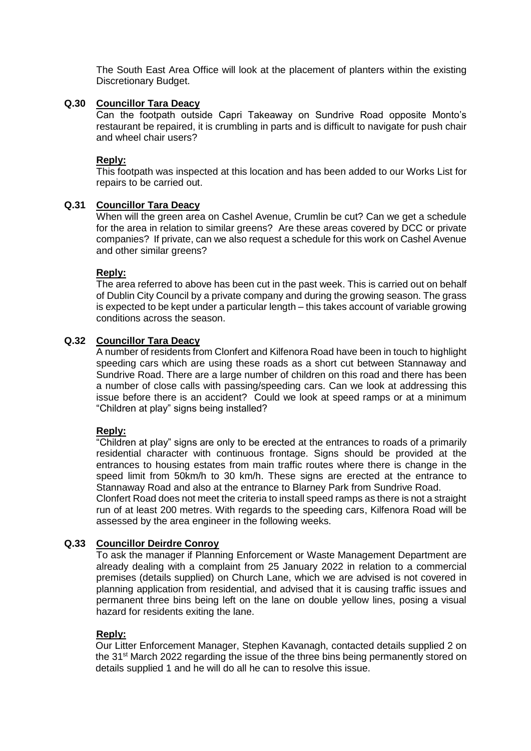The South East Area Office will look at the placement of planters within the existing Discretionary Budget.

**Q.30 Councillor Tara Deacy**

Can the footpath outside Capri Takeaway on Sundrive Road opposite Monto's restaurant be repaired, it is crumbling in parts and is difficult to navigate for push chair and wheel chair users?

**Reply:**

This footpath was inspected at this location and has been added to our Works List for repairs to be carried out.

**Q.31 Councillor Tara Deacy**

When will the green area on Cashel Avenue, Crumlin be cut? Can we get a schedule for the area in relation to similar greens? Are these areas covered by DCC or private companies? If private, can we also request a schedule for this work on Cashel Avenue and other similar greens?

**Reply:**

The area referred to above has been cut in the past week. This is carried out on behalf of Dublin City Council by a private company and during the growing season. The grass is expected to be kept under a particular length – this takes account of variable growing conditions across the season.

**Q.32 Councillor Tara Deacy**

A number of residents from Clonfert and Kilfenora Road have been in touch to highlight speeding cars which are using these roads as a short cut between Stannaway and Sundrive Road. There are a large number of children on this road and there has been a number of close calls with passing/speeding cars. Can we look at addressing this issue before there is an accident? Could we look at speed ramps or at a minimum "Children at play" signs being installed?

**Reply:**

"Children at play" signs are only to be erected at the entrances to roads of a primarily residential character with continuous frontage. Signs should be provided at the entrances to housing estates from main traffic routes where there is change in the speed limit from 50km/h to 30 km/h. These signs are erected at the entrance to Stannaway Road and also at the entrance to Blarney Park from Sundrive Road.

Clonfert Road does not meet the criteria to install speed ramps as there is not a straight run of at least 200 metres. With regards to the speeding cars, Kilfenora Road will be assessed by the area engineer in the following weeks.

**Q.33 Councillor Deirdre Conroy**

To ask the manager if Planning Enforcement or Waste Management Department are already dealing with a complaint from 25 January 2022 in relation to a commercial premises (details supplied) on Church Lane, which we are advised is not covered in planning application from residential, and advised that it is causing traffic issues and permanent three bins being left on the lane on double yellow lines, posing a visual hazard for residents exiting the lane.

**Reply:**

Our Litter Enforcement Manager, Stephen Kavanagh, contacted details supplied 2 on the 31st March 2022 regarding the issue of the three bins being permanently stored on details supplied 1 and he will do all he can to resolve this issue.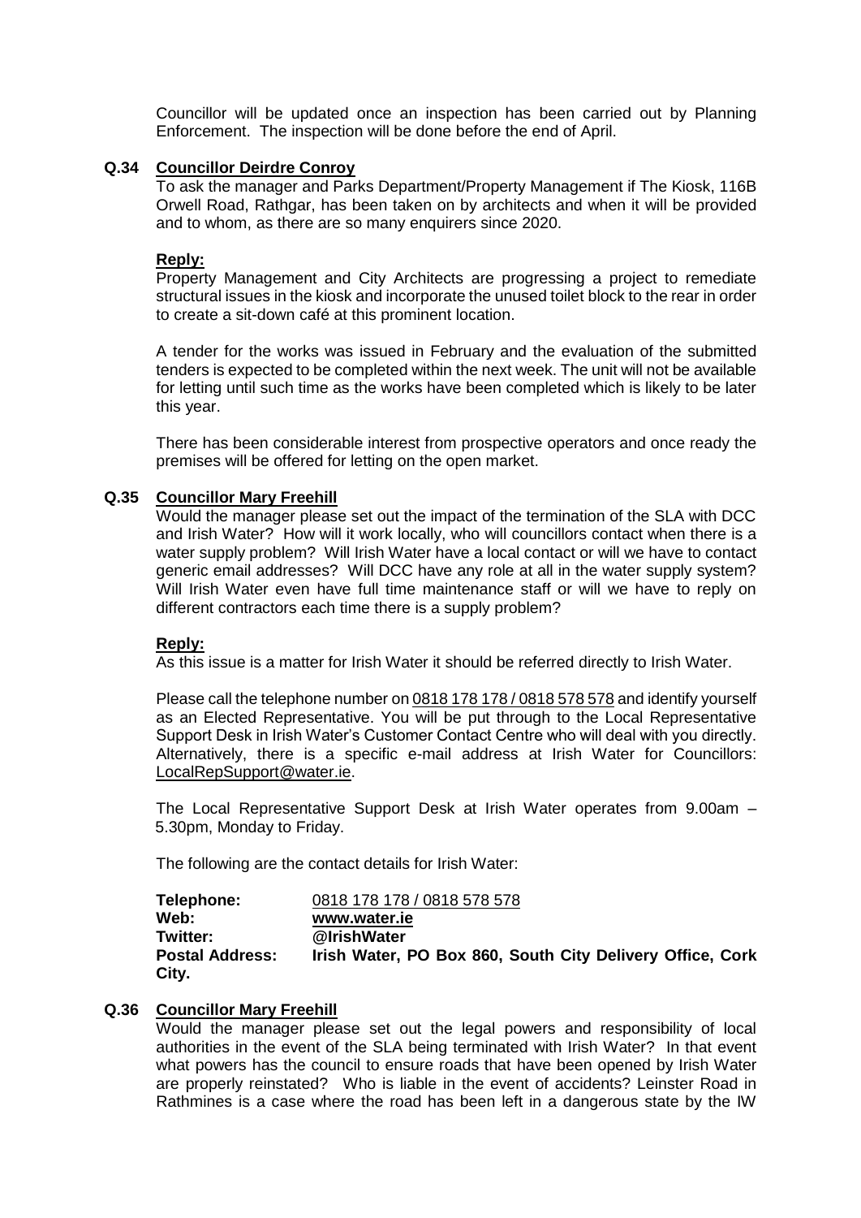Councillor will be updated once an inspection has been carried out by Planning Enforcement. The inspection will be done before the end of April.

**Q.34 Councillor Deirdre Conroy**

To ask the manager and Parks Department/Property Management if The Kiosk, 116B Orwell Road, Rathgar, has been taken on by architects and when it will be provided and to whom, as there are so many enquirers since 2020.

**Reply:**

Property Management and City Architects are progressing a project to remediate structural issues in the kiosk and incorporate the unused toilet block to the rear in order to create a sit-down café at this prominent location.

A tender for the works was issued in February and the evaluation of the submitted tenders is expected to be completed within the next week. The unit will not be available for letting until such time as the works have been completed which is likely to be later this year.

There has been considerable interest from prospective operators and once ready the premises will be offered for letting on the open market.

**Q.35 Councillor Mary Freehill**

Would the manager please set out the impact of the termination of the SLA with DCC and Irish Water? How will it work locally, who will councillors contact when there is a water supply problem? Will Irish Water have a local contact or will we have to contact generic email addresses? Will DCC have any role at all in the water supply system? Will Irish Water even have full time maintenance staff or will we have to reply on different contractors each time there is a supply problem?

**Reply:**

As this issue is a matter for Irish Water it should be referred directly to Irish Water.

Please call the telephone number on 0818 178 178 / 0818 578 578 and identify yourself as an Elected Representative. You will be put through to the Local Representative Support Desk in Irish Water's Customer Contact Centre who will deal with you directly. Alternatively, there is a specific e-mail address at Irish Water for Councillors: LocalRepSupport@water.ie.

The Local Representative Support Desk at Irish Water operates from 9.00am – 5.30pm, Monday to Friday.

The following are the contact details for Irish Water:

| | |
|---|---|
| **Telephone:** | 0818 178 178 / 0818 578 578 |
| **Web:** | **www.water.ie** |
| **Twitter:** | **@IrishWater** |
| **Postal Address:** | **Irish Water, PO Box 860, South City Delivery Office, Cork City.** |

**Q.36 Councillor Mary Freehill**

Would the manager please set out the legal powers and responsibility of local authorities in the event of the SLA being terminated with Irish Water? In that event what powers has the council to ensure roads that have been opened by Irish Water are properly reinstated? Who is liable in the event of accidents? Leinster Road in Rathmines is a case where the road has been left in a dangerous state by the IW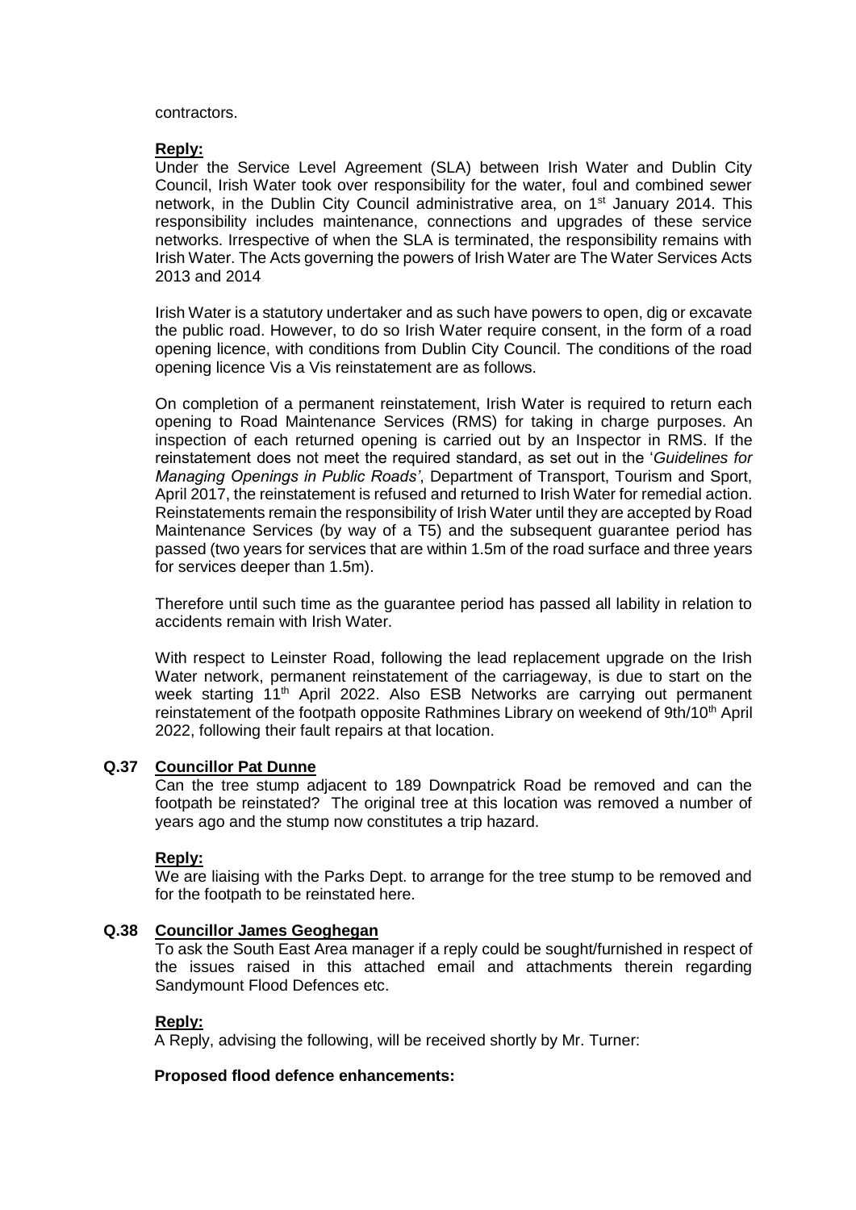contractors.

**Reply:**

Under the Service Level Agreement (SLA) between Irish Water and Dublin City Council, Irish Water took over responsibility for the water, foul and combined sewer network, in the Dublin City Council administrative area, on 1st January 2014. This responsibility includes maintenance, connections and upgrades of these service networks. Irrespective of when the SLA is terminated, the responsibility remains with Irish Water. The Acts governing the powers of Irish Water are The Water Services Acts 2013 and 2014

Irish Water is a statutory undertaker and as such have powers to open, dig or excavate the public road. However, to do so Irish Water require consent, in the form of a road opening licence, with conditions from Dublin City Council. The conditions of the road opening licence Vis a Vis reinstatement are as follows.

On completion of a permanent reinstatement, Irish Water is required to return each opening to Road Maintenance Services (RMS) for taking in charge purposes. An inspection of each returned opening is carried out by an Inspector in RMS. If the reinstatement does not meet the required standard, as set out in the '*Guidelines for Managing Openings in Public Roads'*, Department of Transport, Tourism and Sport, April 2017, the reinstatement is refused and returned to Irish Water for remedial action. Reinstatements remain the responsibility of Irish Water until they are accepted by Road Maintenance Services (by way of a T5) and the subsequent guarantee period has passed (two years for services that are within 1.5m of the road surface and three years for services deeper than 1.5m).

Therefore until such time as the guarantee period has passed all lability in relation to accidents remain with Irish Water.

With respect to Leinster Road, following the lead replacement upgrade on the Irish Water network, permanent reinstatement of the carriageway, is due to start on the week starting 11th April 2022. Also ESB Networks are carrying out permanent reinstatement of the footpath opposite Rathmines Library on weekend of 9th/10th April 2022, following their fault repairs at that location.

**Q.37 Councillor Pat Dunne**

Can the tree stump adjacent to 189 Downpatrick Road be removed and can the footpath be reinstated? The original tree at this location was removed a number of years ago and the stump now constitutes a trip hazard.

**Reply:**

We are liaising with the Parks Dept. to arrange for the tree stump to be removed and for the footpath to be reinstated here.

**Q.38 Councillor James Geoghegan**

To ask the South East Area manager if a reply could be sought/furnished in respect of the issues raised in this attached email and attachments therein regarding Sandymount Flood Defences etc.

**Reply:**

A Reply, advising the following, will be received shortly by Mr. Turner:

**Proposed flood defence enhancements:**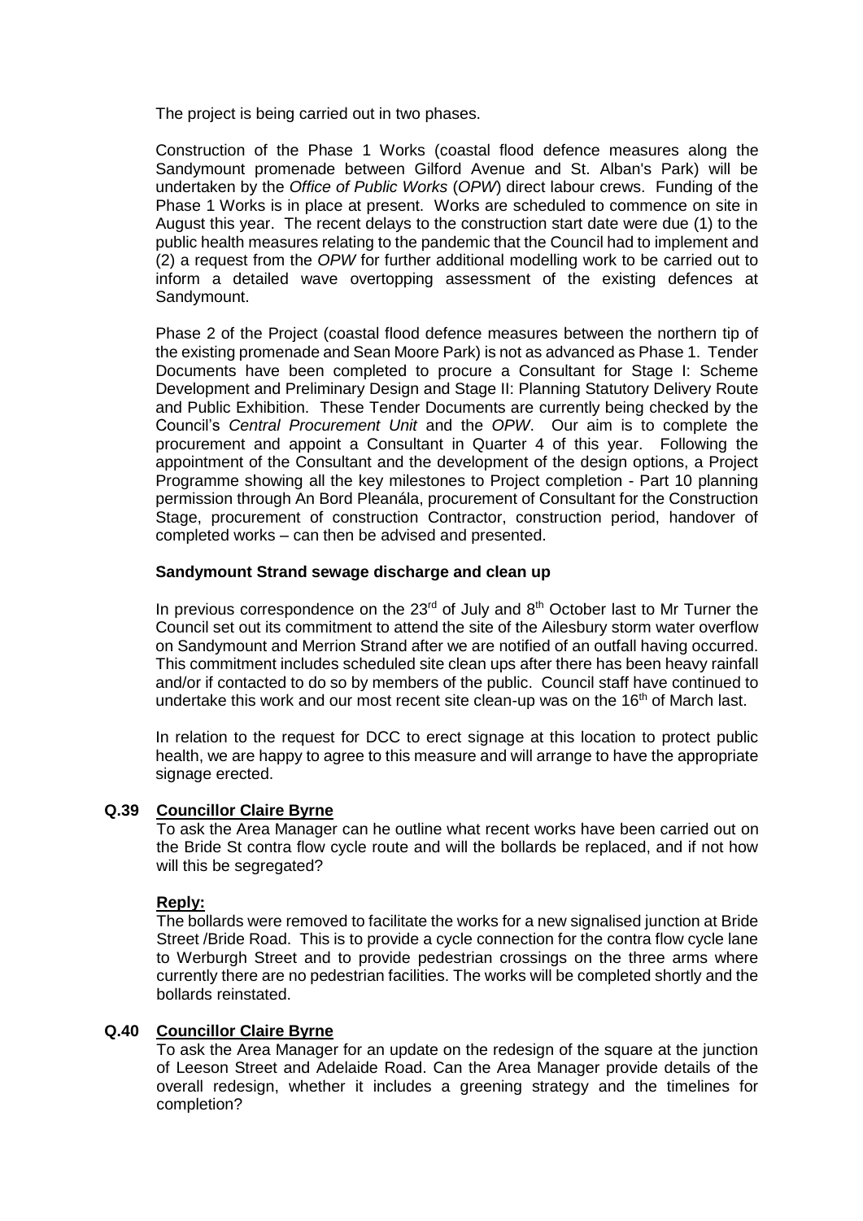The project is being carried out in two phases.

Construction of the Phase 1 Works (coastal flood defence measures along the Sandymount promenade between Gilford Avenue and St. Alban's Park) will be undertaken by the *Office of Public Works* (*OPW*) direct labour crews. Funding of the Phase 1 Works is in place at present. Works are scheduled to commence on site in August this year. The recent delays to the construction start date were due (1) to the public health measures relating to the pandemic that the Council had to implement and (2) a request from the *OPW* for further additional modelling work to be carried out to inform a detailed wave overtopping assessment of the existing defences at Sandymount.

Phase 2 of the Project (coastal flood defence measures between the northern tip of the existing promenade and Sean Moore Park) is not as advanced as Phase 1. Tender Documents have been completed to procure a Consultant for Stage I: Scheme Development and Preliminary Design and Stage II: Planning Statutory Delivery Route and Public Exhibition. These Tender Documents are currently being checked by the Council's *Central Procurement Unit* and the *OPW*. Our aim is to complete the procurement and appoint a Consultant in Quarter 4 of this year. Following the appointment of the Consultant and the development of the design options, a Project Programme showing all the key milestones to Project completion - Part 10 planning permission through An Bord Pleanála, procurement of Consultant for the Construction Stage, procurement of construction Contractor, construction period, handover of completed works – can then be advised and presented.

**Sandymount Strand sewage discharge and clean up**

In previous correspondence on the 23rd of July and 8th October last to Mr Turner the Council set out its commitment to attend the site of the Ailesbury storm water overflow on Sandymount and Merrion Strand after we are notified of an outfall having occurred. This commitment includes scheduled site clean ups after there has been heavy rainfall and/or if contacted to do so by members of the public. Council staff have continued to undertake this work and our most recent site clean-up was on the 16th of March last.

In relation to the request for DCC to erect signage at this location to protect public health, we are happy to agree to this measure and will arrange to have the appropriate signage erected.

**Q.39 <u>Councillor Claire Byrne</u>**

To ask the Area Manager can he outline what recent works have been carried out on the Bride St contra flow cycle route and will the bollards be replaced, and if not how will this be segregated?

**<u>Reply:</u>**

The bollards were removed to facilitate the works for a new signalised junction at Bride Street /Bride Road. This is to provide a cycle connection for the contra flow cycle lane to Werburgh Street and to provide pedestrian crossings on the three arms where currently there are no pedestrian facilities. The works will be completed shortly and the bollards reinstated.

**Q.40 <u>Councillor Claire Byrne</u>**

To ask the Area Manager for an update on the redesign of the square at the junction of Leeson Street and Adelaide Road. Can the Area Manager provide details of the overall redesign, whether it includes a greening strategy and the timelines for completion?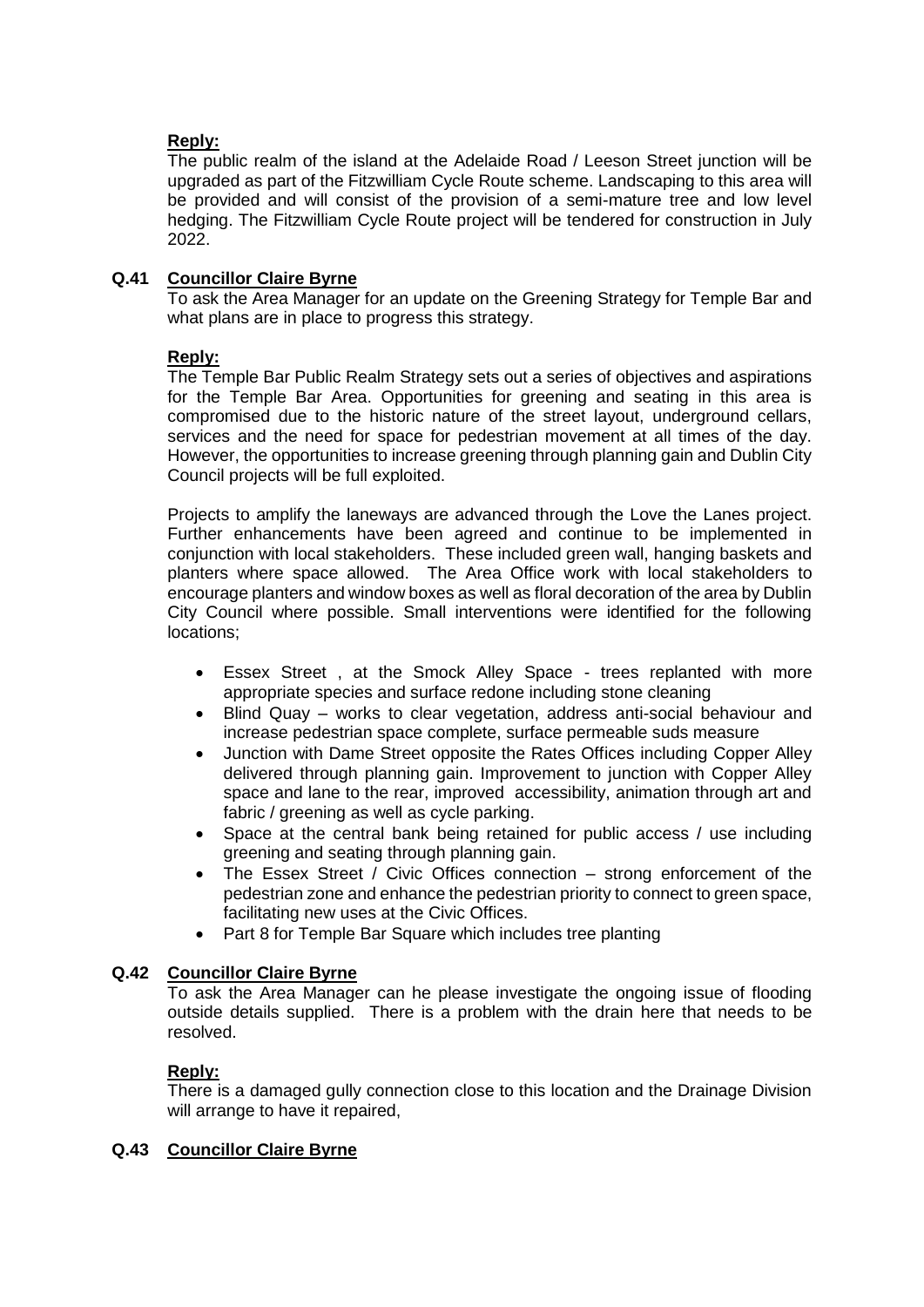**Reply:**

The public realm of the island at the Adelaide Road / Leeson Street junction will be upgraded as part of the Fitzwilliam Cycle Route scheme. Landscaping to this area will be provided and will consist of the provision of a semi-mature tree and low level hedging. The Fitzwilliam Cycle Route project will be tendered for construction in July 2022.

**Q.41 Councillor Claire Byrne**

To ask the Area Manager for an update on the Greening Strategy for Temple Bar and what plans are in place to progress this strategy.

**Reply:**

The Temple Bar Public Realm Strategy sets out a series of objectives and aspirations for the Temple Bar Area. Opportunities for greening and seating in this area is compromised due to the historic nature of the street layout, underground cellars, services and the need for space for pedestrian movement at all times of the day. However, the opportunities to increase greening through planning gain and Dublin City Council projects will be full exploited.

Projects to amplify the laneways are advanced through the Love the Lanes project. Further enhancements have been agreed and continue to be implemented in conjunction with local stakeholders. These included green wall, hanging baskets and planters where space allowed. The Area Office work with local stakeholders to encourage planters and window boxes as well as floral decoration of the area by Dublin City Council where possible. Small interventions were identified for the following locations;

- Essex Street , at the Smock Alley Space - trees replanted with more appropriate species and surface redone including stone cleaning
- Blind Quay – works to clear vegetation, address anti-social behaviour and increase pedestrian space complete, surface permeable suds measure
- Junction with Dame Street opposite the Rates Offices including Copper Alley delivered through planning gain. Improvement to junction with Copper Alley space and lane to the rear, improved accessibility, animation through art and fabric / greening as well as cycle parking.
- Space at the central bank being retained for public access / use including greening and seating through planning gain.
- The Essex Street / Civic Offices connection – strong enforcement of the pedestrian zone and enhance the pedestrian priority to connect to green space, facilitating new uses at the Civic Offices.
- Part 8 for Temple Bar Square which includes tree planting

**Q.42 Councillor Claire Byrne**

To ask the Area Manager can he please investigate the ongoing issue of flooding outside details supplied. There is a problem with the drain here that needs to be resolved.

**Reply:**

There is a damaged gully connection close to this location and the Drainage Division will arrange to have it repaired,

**Q.43 Councillor Claire Byrne**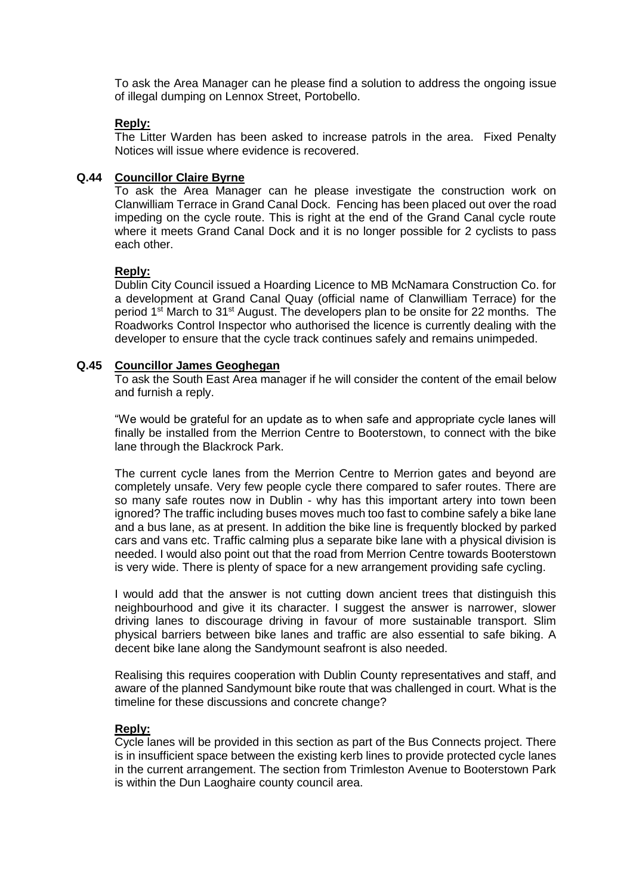To ask the Area Manager can he please find a solution to address the ongoing issue of illegal dumping on Lennox Street, Portobello.

**Reply:**

The Litter Warden has been asked to increase patrols in the area. Fixed Penalty Notices will issue where evidence is recovered.

**Q.44 Councillor Claire Byrne**

To ask the Area Manager can he please investigate the construction work on Clanwilliam Terrace in Grand Canal Dock. Fencing has been placed out over the road impeding on the cycle route. This is right at the end of the Grand Canal cycle route where it meets Grand Canal Dock and it is no longer possible for 2 cyclists to pass each other.

**Reply:**

Dublin City Council issued a Hoarding Licence to MB McNamara Construction Co. for a development at Grand Canal Quay (official name of Clanwilliam Terrace) for the period 1st March to 31st August. The developers plan to be onsite for 22 months. The Roadworks Control Inspector who authorised the licence is currently dealing with the developer to ensure that the cycle track continues safely and remains unimpeded.

**Q.45 Councillor James Geoghegan**

To ask the South East Area manager if he will consider the content of the email below and furnish a reply.

"We would be grateful for an update as to when safe and appropriate cycle lanes will finally be installed from the Merrion Centre to Booterstown, to connect with the bike lane through the Blackrock Park.

The current cycle lanes from the Merrion Centre to Merrion gates and beyond are completely unsafe. Very few people cycle there compared to safer routes. There are so many safe routes now in Dublin - why has this important artery into town been ignored? The traffic including buses moves much too fast to combine safely a bike lane and a bus lane, as at present. In addition the bike line is frequently blocked by parked cars and vans etc. Traffic calming plus a separate bike lane with a physical division is needed. I would also point out that the road from Merrion Centre towards Booterstown is very wide. There is plenty of space for a new arrangement providing safe cycling.

I would add that the answer is not cutting down ancient trees that distinguish this neighbourhood and give it its character. I suggest the answer is narrower, slower driving lanes to discourage driving in favour of more sustainable transport. Slim physical barriers between bike lanes and traffic are also essential to safe biking. A decent bike lane along the Sandymount seafront is also needed.

Realising this requires cooperation with Dublin County representatives and staff, and aware of the planned Sandymount bike route that was challenged in court. What is the timeline for these discussions and concrete change?

**Reply:**

Cycle lanes will be provided in this section as part of the Bus Connects project. There is in insufficient space between the existing kerb lines to provide protected cycle lanes in the current arrangement. The section from Trimleston Avenue to Booterstown Park is within the Dun Laoghaire county council area.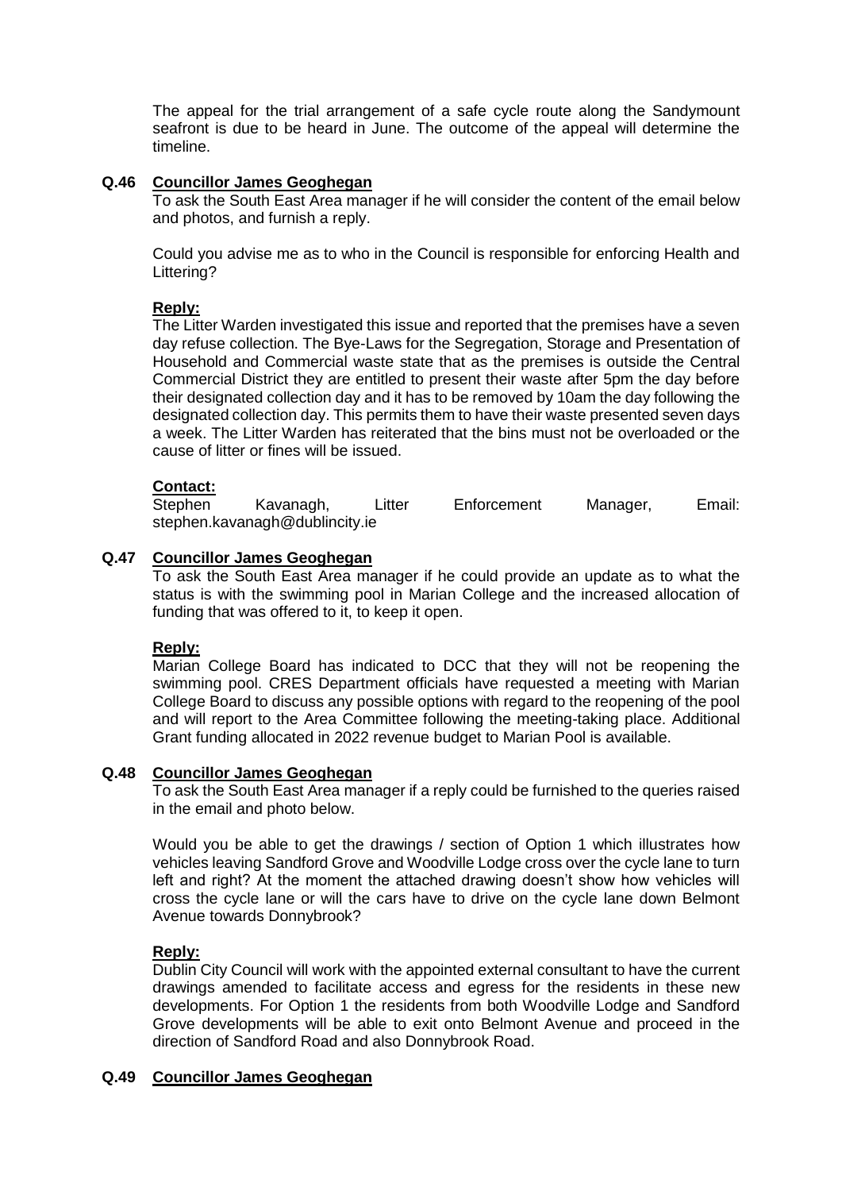The appeal for the trial arrangement of a safe cycle route along the Sandymount seafront is due to be heard in June. The outcome of the appeal will determine the timeline.

**Q.46 Councillor James Geoghegan**

To ask the South East Area manager if he will consider the content of the email below and photos, and furnish a reply.

Could you advise me as to who in the Council is responsible for enforcing Health and Littering?

**Reply:**

The Litter Warden investigated this issue and reported that the premises have a seven day refuse collection. The Bye-Laws for the Segregation, Storage and Presentation of Household and Commercial waste state that as the premises is outside the Central Commercial District they are entitled to present their waste after 5pm the day before their designated collection day and it has to be removed by 10am the day following the designated collection day. This permits them to have their waste presented seven days a week. The Litter Warden has reiterated that the bins must not be overloaded or the cause of litter or fines will be issued.

**Contact:**

Stephen Kavanagh, Litter Enforcement Manager, Email: stephen.kavanagh@dublincity.ie

**Q.47 Councillor James Geoghegan**

To ask the South East Area manager if he could provide an update as to what the status is with the swimming pool in Marian College and the increased allocation of funding that was offered to it, to keep it open.

**Reply:**

Marian College Board has indicated to DCC that they will not be reopening the swimming pool. CRES Department officials have requested a meeting with Marian College Board to discuss any possible options with regard to the reopening of the pool and will report to the Area Committee following the meeting-taking place. Additional Grant funding allocated in 2022 revenue budget to Marian Pool is available.

**Q.48 Councillor James Geoghegan**

To ask the South East Area manager if a reply could be furnished to the queries raised in the email and photo below.

Would you be able to get the drawings / section of Option 1 which illustrates how vehicles leaving Sandford Grove and Woodville Lodge cross over the cycle lane to turn left and right? At the moment the attached drawing doesn't show how vehicles will cross the cycle lane or will the cars have to drive on the cycle lane down Belmont Avenue towards Donnybrook?

**Reply:**

Dublin City Council will work with the appointed external consultant to have the current drawings amended to facilitate access and egress for the residents in these new developments. For Option 1 the residents from both Woodville Lodge and Sandford Grove developments will be able to exit onto Belmont Avenue and proceed in the direction of Sandford Road and also Donnybrook Road.

**Q.49 Councillor James Geoghegan**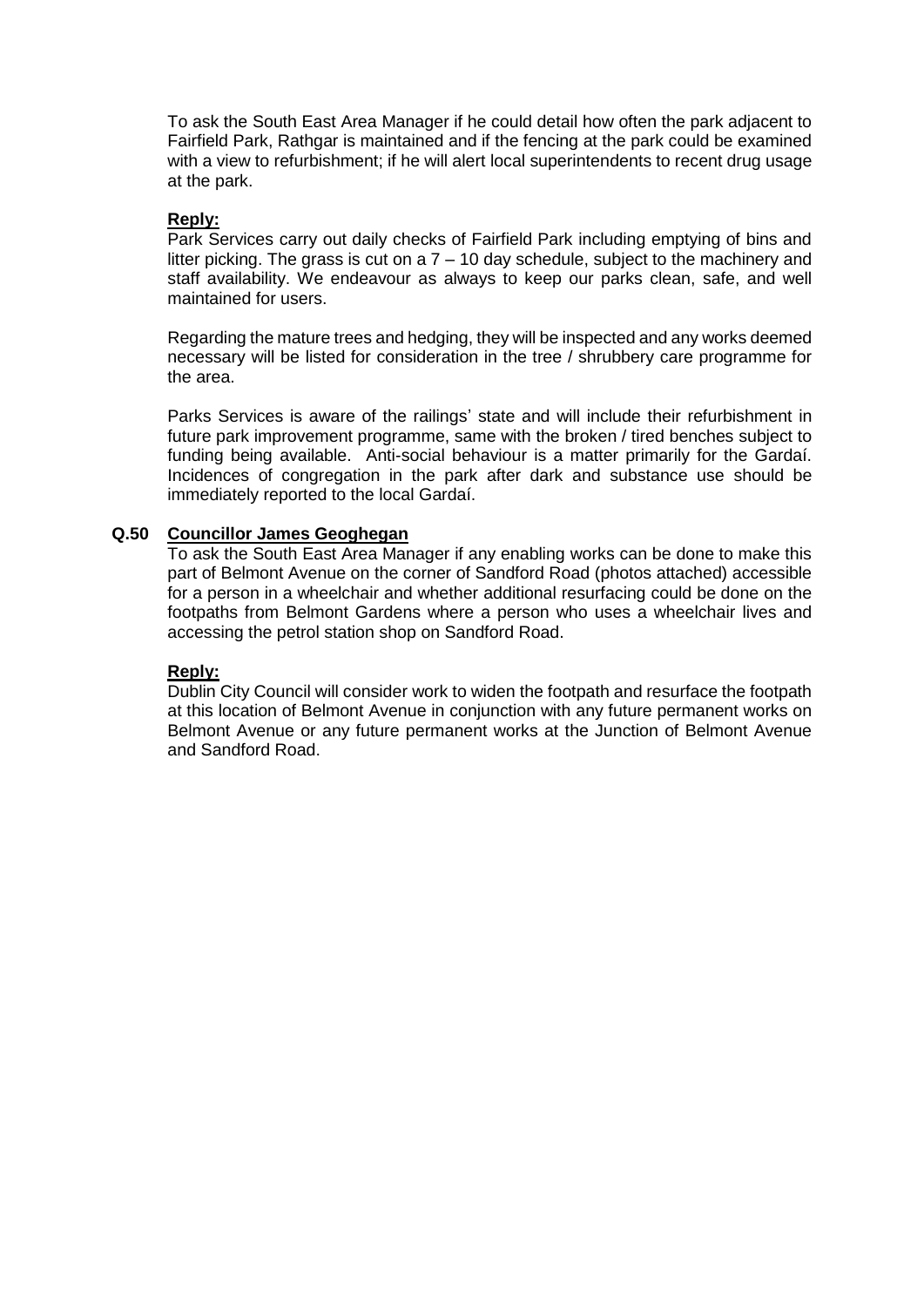To ask the South East Area Manager if he could detail how often the park adjacent to Fairfield Park, Rathgar is maintained and if the fencing at the park could be examined with a view to refurbishment; if he will alert local superintendents to recent drug usage at the park.

**Reply:**

Park Services carry out daily checks of Fairfield Park including emptying of bins and litter picking. The grass is cut on a 7 – 10 day schedule, subject to the machinery and staff availability. We endeavour as always to keep our parks clean, safe, and well maintained for users.

Regarding the mature trees and hedging, they will be inspected and any works deemed necessary will be listed for consideration in the tree / shrubbery care programme for the area.

Parks Services is aware of the railings' state and will include their refurbishment in future park improvement programme, same with the broken / tired benches subject to funding being available. Anti-social behaviour is a matter primarily for the Gardaí. Incidences of congregation in the park after dark and substance use should be immediately reported to the local Gardaí.

**Q.50 Councillor James Geoghegan**

To ask the South East Area Manager if any enabling works can be done to make this part of Belmont Avenue on the corner of Sandford Road (photos attached) accessible for a person in a wheelchair and whether additional resurfacing could be done on the footpaths from Belmont Gardens where a person who uses a wheelchair lives and accessing the petrol station shop on Sandford Road.

**Reply:**

Dublin City Council will consider work to widen the footpath and resurface the footpath at this location of Belmont Avenue in conjunction with any future permanent works on Belmont Avenue or any future permanent works at the Junction of Belmont Avenue and Sandford Road.